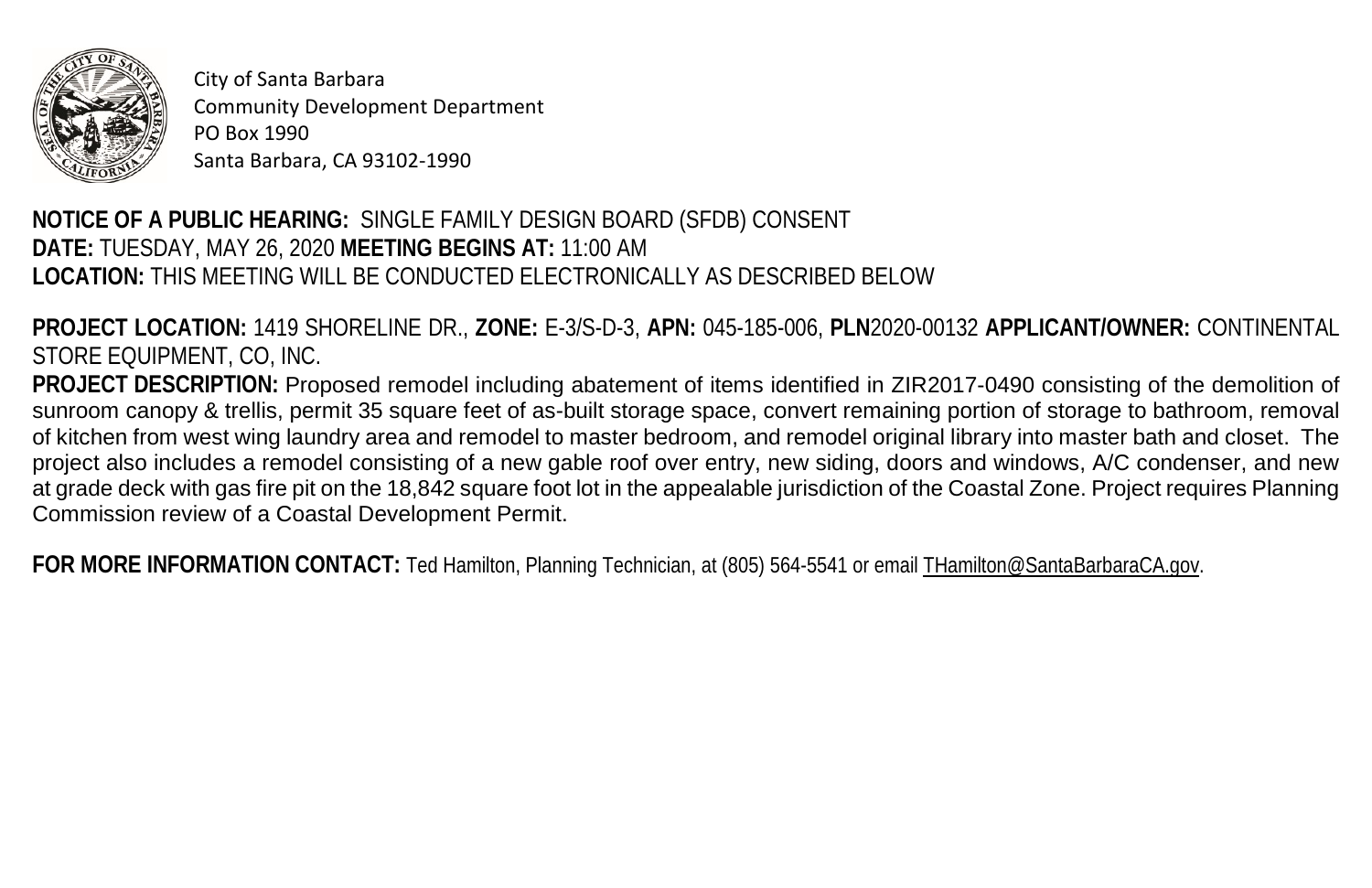City of Santa Barbara
Community Development Department
PO Box 1990
Santa Barbara, CA 93102-1990

**NOTICE OF A PUBLIC HEARING:** SINGLE FAMILY DESIGN BOARD (SFDB) CONSENT
**DATE:** TUESDAY, MAY 26, 2020 **MEETING BEGINS AT:** 11:00 AM
**LOCATION:** THIS MEETING WILL BE CONDUCTED ELECTRONICALLY AS DESCRIBED BELOW

**PROJECT LOCATION:** 1419 SHORELINE DR., **ZONE:** E-3/S-D-3, **APN:** 045-185-006, **PLN**2020-00132 **APPLICANT/OWNER:** CONTINENTAL STORE EQUIPMENT, CO, INC.
**PROJECT DESCRIPTION:** Proposed remodel including abatement of items identified in ZIR2017-0490 consisting of the demolition of sunroom canopy & trellis, permit 35 square feet of as-built storage space, convert remaining portion of storage to bathroom, removal of kitchen from west wing laundry area and remodel to master bedroom, and remodel original library into master bath and closet. The project also includes a remodel consisting of a new gable roof over entry, new siding, doors and windows, A/C condenser, and new at grade deck with gas fire pit on the 18,842 square foot lot in the appealable jurisdiction of the Coastal Zone. Project requires Planning Commission review of a Coastal Development Permit.

**FOR MORE INFORMATION CONTACT:** Ted Hamilton, Planning Technician, at (805) 564-5541 or email THamilton@SantaBarbaraCA.gov.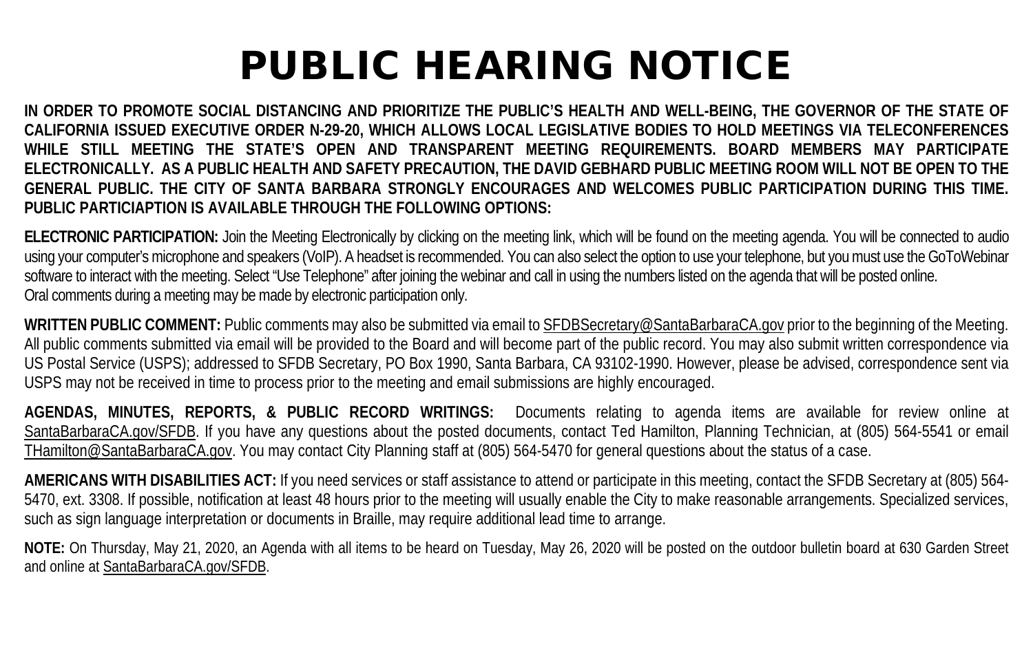# PUBLIC HEARING NOTICE

**IN ORDER TO PROMOTE SOCIAL DISTANCING AND PRIORITIZE THE PUBLIC'S HEALTH AND WELL-BEING, THE GOVERNOR OF THE STATE OF CALIFORNIA ISSUED EXECUTIVE ORDER N-29-20, WHICH ALLOWS LOCAL LEGISLATIVE BODIES TO HOLD MEETINGS VIA TELECONFERENCES WHILE STILL MEETING THE STATE'S OPEN AND TRANSPARENT MEETING REQUIREMENTS. BOARD MEMBERS MAY PARTICIPATE ELECTRONICALLY. AS A PUBLIC HEALTH AND SAFETY PRECAUTION, THE DAVID GEBHARD PUBLIC MEETING ROOM WILL NOT BE OPEN TO THE GENERAL PUBLIC. THE CITY OF SANTA BARBARA STRONGLY ENCOURAGES AND WELCOMES PUBLIC PARTICIPATION DURING THIS TIME. PUBLIC PARTICIAPTION IS AVAILABLE THROUGH THE FOLLOWING OPTIONS:**

**ELECTRONIC PARTICIPATION:** Join the Meeting Electronically by clicking on the meeting link, which will be found on the meeting agenda. You will be connected to audio using your computer's microphone and speakers (VoIP). A headset is recommended. You can also select the option to use your telephone, but you must use the GoToWebinar software to interact with the meeting. Select "Use Telephone" after joining the webinar and call in using the numbers listed on the agenda that will be posted online.
Oral comments during a meeting may be made by electronic participation only.

**WRITTEN PUBLIC COMMENT:** Public comments may also be submitted via email to SFDBSecretary@SantaBarbaraCA.gov prior to the beginning of the Meeting. All public comments submitted via email will be provided to the Board and will become part of the public record. You may also submit written correspondence via US Postal Service (USPS); addressed to SFDB Secretary, PO Box 1990, Santa Barbara, CA 93102-1990. However, please be advised, correspondence sent via USPS may not be received in time to process prior to the meeting and email submissions are highly encouraged.

**AGENDAS, MINUTES, REPORTS, & PUBLIC RECORD WRITINGS:** Documents relating to agenda items are available for review online at SantaBarbaraCA.gov/SFDB. If you have any questions about the posted documents, contact Ted Hamilton, Planning Technician, at (805) 564-5541 or email THamilton@SantaBarbaraCA.gov. You may contact City Planning staff at (805) 564-5470 for general questions about the status of a case.

**AMERICANS WITH DISABILITIES ACT:** If you need services or staff assistance to attend or participate in this meeting, contact the SFDB Secretary at (805) 564-5470, ext. 3308. If possible, notification at least 48 hours prior to the meeting will usually enable the City to make reasonable arrangements. Specialized services, such as sign language interpretation or documents in Braille, may require additional lead time to arrange.

**NOTE:** On Thursday, May 21, 2020, an Agenda with all items to be heard on Tuesday, May 26, 2020 will be posted on the outdoor bulletin board at 630 Garden Street and online at SantaBarbaraCA.gov/SFDB.